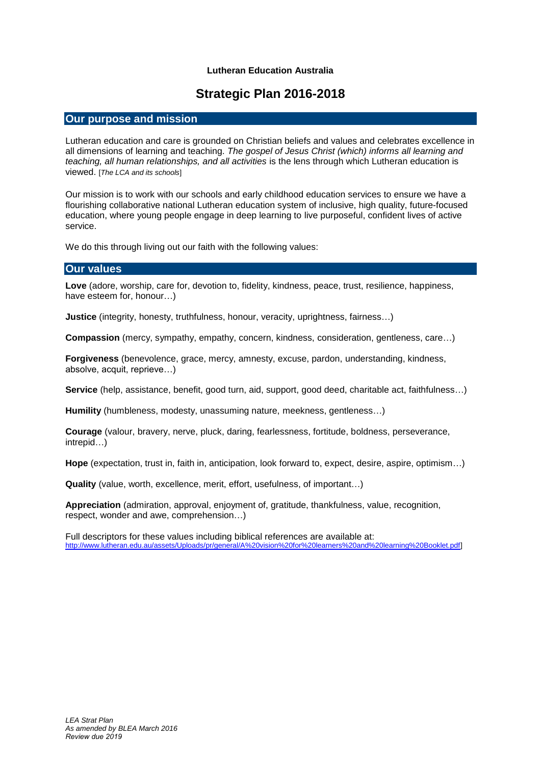**Lutheran Education Australia**

# Strategic Plan 2016-2018

## Our purpose and mission

Lutheran education and care is grounded on Christian beliefs and values and celebrates excellence in all dimensions of learning and teaching. *The gospel of Jesus Christ (which) informs all learning and teaching, all human relationships, and all activities* is the lens through which Lutheran education is viewed. [*The LCA and its schools*]

Our mission is to work with our schools and early childhood education services to ensure we have a flourishing collaborative national Lutheran education system of inclusive, high quality, future-focused education, where young people engage in deep learning to live purposeful, confident lives of active service.

We do this through living out our faith with the following values:

## Our values

**Love** (adore, worship, care for, devotion to, fidelity, kindness, peace, trust, resilience, happiness, have esteem for, honour…)

**Justice** (integrity, honesty, truthfulness, honour, veracity, uprightness, fairness…)

**Compassion** (mercy, sympathy, empathy, concern, kindness, consideration, gentleness, care…)

**Forgiveness** (benevolence, grace, mercy, amnesty, excuse, pardon, understanding, kindness, absolve, acquit, reprieve…)

**Service** (help, assistance, benefit, good turn, aid, support, good deed, charitable act, faithfulness…)

**Humility** (humbleness, modesty, unassuming nature, meekness, gentleness…)

**Courage** (valour, bravery, nerve, pluck, daring, fearlessness, fortitude, boldness, perseverance, intrepid…)

**Hope** (expectation, trust in, faith in, anticipation, look forward to, expect, desire, aspire, optimism…)

**Quality** (value, worth, excellence, merit, effort, usefulness, of important…)

**Appreciation** (admiration, approval, enjoyment of, gratitude, thankfulness, value, recognition, respect, wonder and awe, comprehension…)

Full descriptors for these values including biblical references are available at:
[http://www.lutheran.edu.au/assets/Uploads/pr/general/A%20vision%20for%20learners%20and%20learning%20Booklet.pdf]

*LEA Strat Plan*
*As amended by BLEA March 2016*
*Review due 2019*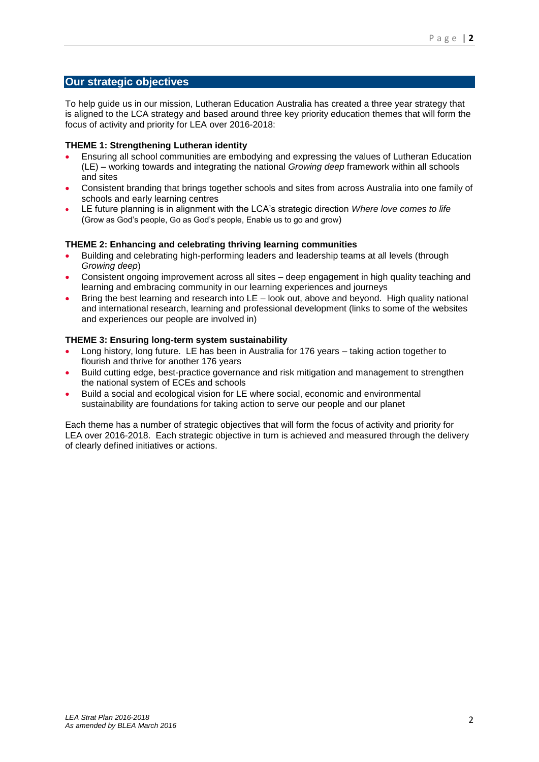## Our strategic objectives

To help guide us in our mission, Lutheran Education Australia has created a three year strategy that is aligned to the LCA strategy and based around three key priority education themes that will form the focus of activity and priority for LEA over 2016-2018:

**THEME 1: Strengthening Lutheran identity**

- Ensuring all school communities are embodying and expressing the values of Lutheran Education (LE) – working towards and integrating the national *Growing deep* framework within all schools and sites
- Consistent branding that brings together schools and sites from across Australia into one family of schools and early learning centres
- LE future planning is in alignment with the LCA's strategic direction *Where love comes to life* (Grow as God's people, Go as God's people, Enable us to go and grow)

**THEME 2: Enhancing and celebrating thriving learning communities**

- Building and celebrating high-performing leaders and leadership teams at all levels (through *Growing deep*)
- Consistent ongoing improvement across all sites – deep engagement in high quality teaching and learning and embracing community in our learning experiences and journeys
- Bring the best learning and research into LE – look out, above and beyond. High quality national and international research, learning and professional development (links to some of the websites and experiences our people are involved in)

**THEME 3: Ensuring long-term system sustainability**

- Long history, long future. LE has been in Australia for 176 years – taking action together to flourish and thrive for another 176 years
- Build cutting edge, best-practice governance and risk mitigation and management to strengthen the national system of ECEs and schools
- Build a social and ecological vision for LE where social, economic and environmental sustainability are foundations for taking action to serve our people and our planet

Each theme has a number of strategic objectives that will form the focus of activity and priority for LEA over 2016-2018. Each strategic objective in turn is achieved and measured through the delivery of clearly defined initiatives or actions.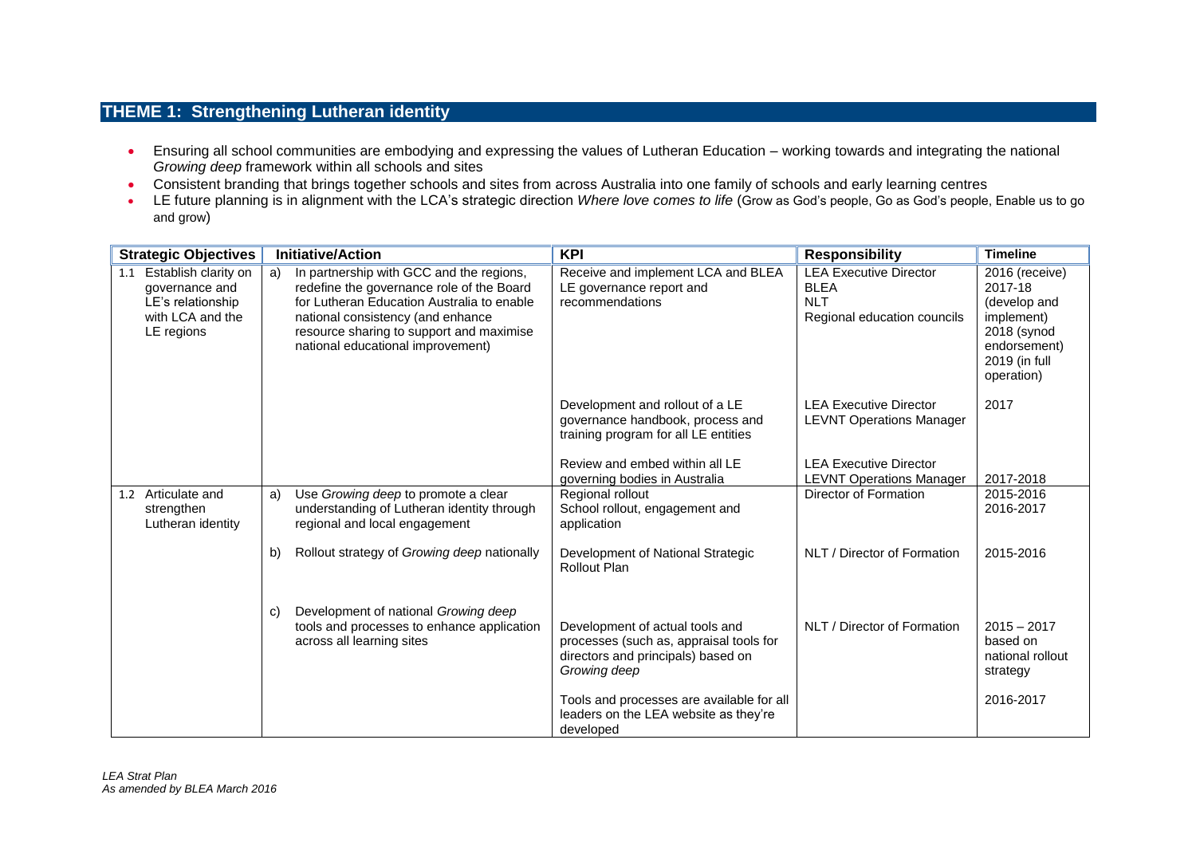## THEME 1: Strengthening Lutheran identity

- Ensuring all school communities are embodying and expressing the values of Lutheran Education – working towards and integrating the national *Growing deep* framework within all schools and sites
- Consistent branding that brings together schools and sites from across Australia into one family of schools and early learning centres
- LE future planning is in alignment with the LCA's strategic direction *Where love comes to life* (Grow as God's people, Go as God's people, Enable us to go and grow)

| Strategic Objectives | Initiative/Action | KPI | Responsibility | Timeline |
|---|---|---|---|---|
| 1.1 Establish clarity on governance and LE's relationship with LCA and the LE regions | a) In partnership with GCC and the regions, redefine the governance role of the Board for Lutheran Education Australia to enable national consistency (and enhance resource sharing to support and maximise national educational improvement) | Receive and implement LCA and BLEA LE governance report and recommendations | LEA Executive Director<br>BLEA<br>NLT<br>Regional education councils | 2016 (receive)<br>2017-18 (develop and implement)<br>2018 (synod endorsement)<br>2019 (in full operation) |
| | | Development and rollout of a LE governance handbook, process and training program for all LE entities | LEA Executive Director<br>LEVNT Operations Manager | 2017 |
| | | Review and embed within all LE governing bodies in Australia | LEA Executive Director<br>LEVNT Operations Manager | 2017-2018 |
| 1.2 Articulate and strengthen Lutheran identity | a) Use *Growing deep* to promote a clear understanding of Lutheran identity through regional and local engagement | Regional rollout<br>School rollout, engagement and application | Director of Formation | 2015-2016<br>2016-2017 |
| | b) Rollout strategy of *Growing deep* nationally | Development of National Strategic Rollout Plan | NLT / Director of Formation | 2015-2016 |
| | c) Development of national *Growing deep* tools and processes to enhance application across all learning sites | Development of actual tools and processes (such as, appraisal tools for directors and principals) based on *Growing deep* | NLT / Director of Formation | 2015 – 2017 based on national rollout strategy |
| | | Tools and processes are available for all leaders on the LEA website as they're developed | | 2016-2017 |

*LEA Strat Plan*
*As amended by BLEA March 2016*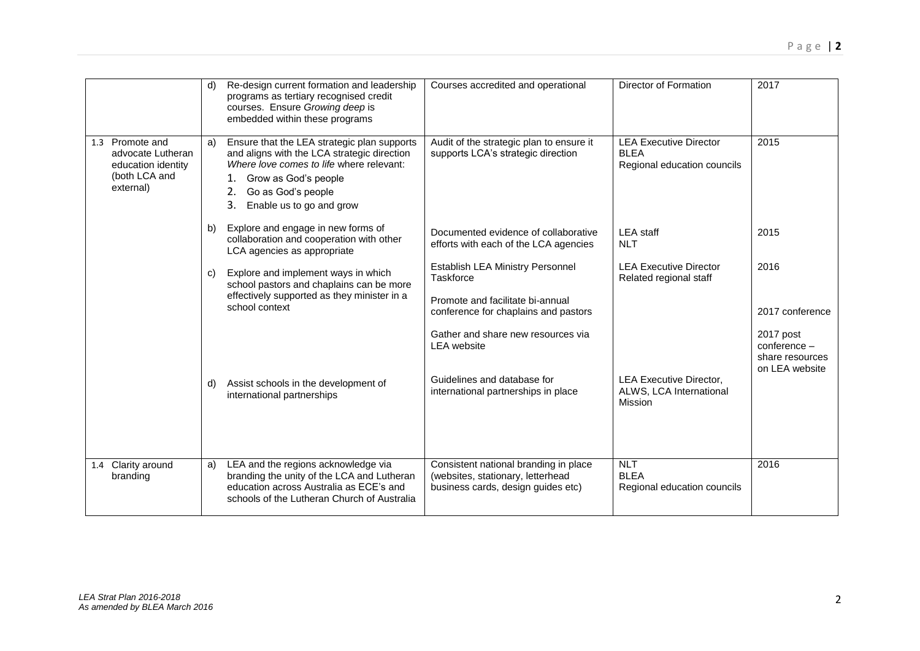| | | | | |
|---|---|---|---|---|
| | d) Re-design current formation and leadership programs as tertiary recognised credit courses. Ensure *Growing deep* is embedded within these programs | Courses accredited and operational | Director of Formation | 2017 |
| 1.3 Promote and advocate Lutheran education identity (both LCA and external) | a) Ensure that the LEA strategic plan supports and aligns with the LCA strategic direction *Where love comes to life* where relevant:<br>1. Grow as God's people<br>2. Go as God's people<br>3. Enable us to go and grow | Audit of the strategic plan to ensure it supports LCA's strategic direction | LEA Executive Director<br>BLEA<br>Regional education councils | 2015 |
| | b) Explore and engage in new forms of collaboration and cooperation with other LCA agencies as appropriate | Documented evidence of collaborative efforts with each of the LCA agencies | LEA staff<br>NLT | 2015 |
| | c) Explore and implement ways in which school pastors and chaplains can be more effectively supported as they minister in a school context | Establish LEA Ministry Personnel Taskforce<br><br>Promote and facilitate bi-annual conference for chaplains and pastors<br><br>Gather and share new resources via LEA website | LEA Executive Director<br>Related regional staff | 2016<br><br>2017 conference<br><br>2017 post conference – share resources on LEA website |
| | d) Assist schools in the development of international partnerships | Guidelines and database for international partnerships in place | LEA Executive Director, ALWS, LCA International Mission | |
| 1.4 Clarity around branding | a) LEA and the regions acknowledge via branding the unity of the LCA and Lutheran education across Australia as ECE's and schools of the Lutheran Church of Australia | Consistent national branding in place (websites, stationary, letterhead business cards, design guides etc) | NLT<br>BLEA<br>Regional education councils | 2016 |

*LEA Strat Plan 2016-2018*
*As amended by BLEA March 2016*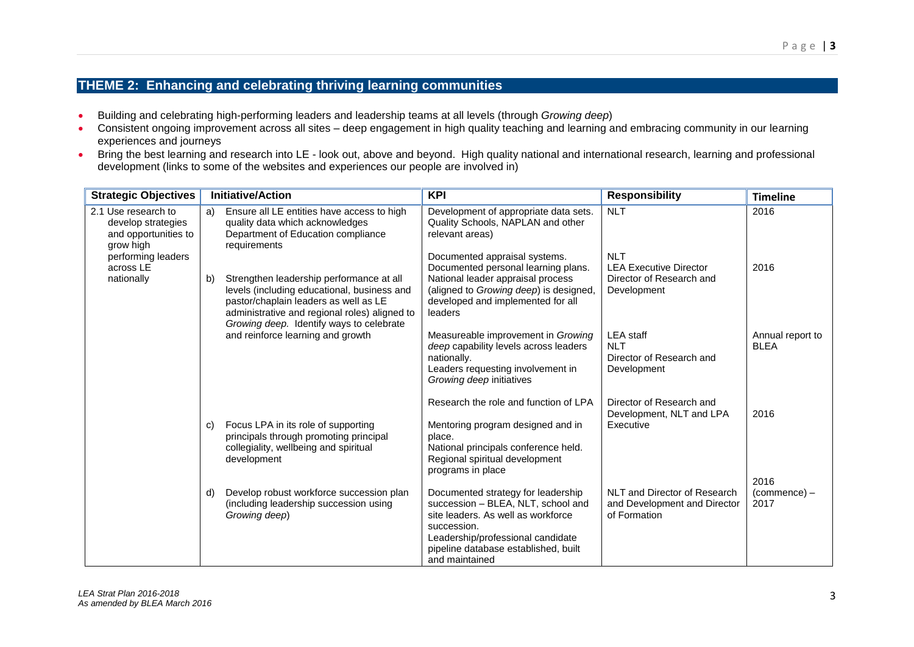## THEME 2: Enhancing and celebrating thriving learning communities

- Building and celebrating high-performing leaders and leadership teams at all levels (through *Growing deep*)
- Consistent ongoing improvement across all sites – deep engagement in high quality teaching and learning and embracing community in our learning experiences and journeys
- Bring the best learning and research into LE - look out, above and beyond. High quality national and international research, learning and professional development (links to some of the websites and experiences our people are involved in)

| Strategic Objectives | Initiative/Action | KPI | Responsibility | Timeline |
|---|---|---|---|---|
| 2.1 Use research to develop strategies and opportunities to grow high performing leaders across LE nationally | a) Ensure all LE entities have access to high quality data which acknowledges Department of Education compliance requirements | Development of appropriate data sets. Quality Schools, NAPLAN and other relevant areas) | NLT | 2016 |
| | b) Strengthen leadership performance at all levels (including educational, business and pastor/chaplain leaders as well as LE administrative and regional roles) aligned to *Growing deep*. Identify ways to celebrate and reinforce learning and growth | Documented appraisal systems. Documented personal learning plans. National leader appraisal process (aligned to *Growing deep*) is designed, developed and implemented for all leaders | NLT<br>LEA Executive Director<br>Director of Research and Development | 2016 |
| | | Measureable improvement in *Growing deep* capability levels across leaders nationally.<br>Leaders requesting involvement in *Growing deep* initiatives | LEA staff<br>NLT<br>Director of Research and Development | Annual report to BLEA |
| | c) Focus LPA in its role of supporting principals through promoting principal collegiality, wellbeing and spiritual development | Research the role and function of LPA<br>Mentoring program designed and in place.<br>National principals conference held.<br>Regional spiritual development programs in place | Director of Research and Development, NLT and LPA Executive | 2016 |
| | d) Develop robust workforce succession plan (including leadership succession using *Growing deep*) | Documented strategy for leadership succession – BLEA, NLT, school and site leaders. As well as workforce succession.<br>Leadership/professional candidate pipeline database established, built and maintained | NLT and Director of Research and Development and Director of Formation | 2016 (commence) – 2017 |

*LEA Strat Plan 2016-2018*
*As amended by BLEA March 2016*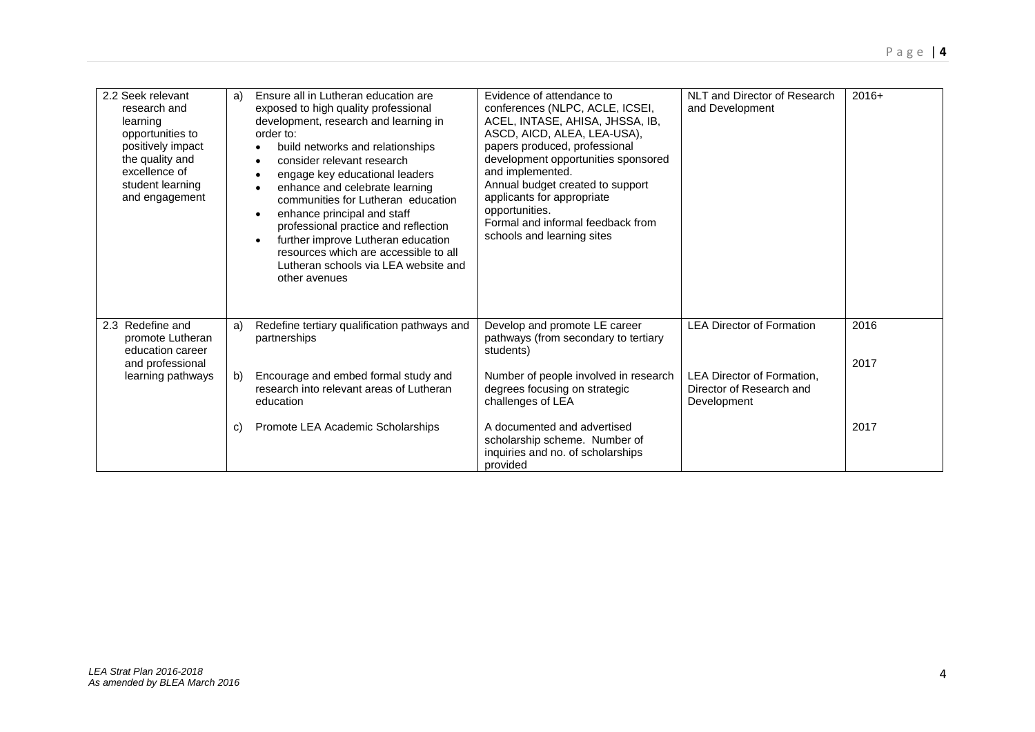| | | | | |
|---|---|---|---|---|
| 2.2 Seek relevant research and learning opportunities to positively impact the quality and excellence of student learning and engagement | a) Ensure all in Lutheran education are exposed to high quality professional development, research and learning in order to:<br>• build networks and relationships<br>• consider relevant research<br>• engage key educational leaders<br>• enhance and celebrate learning communities for Lutheran education<br>• enhance principal and staff professional practice and reflection<br>• further improve Lutheran education resources which are accessible to all Lutheran schools via LEA website and other avenues | Evidence of attendance to conferences (NLPC, ACLE, ICSEI, ACEL, INTASE, AHISA, JHSSA, IB, ASCD, AICD, ALEA, LEA-USA), papers produced, professional development opportunities sponsored and implemented.<br>Annual budget created to support applicants for appropriate opportunities.<br>Formal and informal feedback from schools and learning sites | NLT and Director of Research and Development | 2016+ |
| 2.3 Redefine and promote Lutheran education career and professional learning pathways | a) Redefine tertiary qualification pathways and partnerships | Develop and promote LE career pathways (from secondary to tertiary students) | LEA Director of Formation | 2016 |
| | b) Encourage and embed formal study and research into relevant areas of Lutheran education | Number of people involved in research degrees focusing on strategic challenges of LEA | LEA Director of Formation, Director of Research and Development | 2017 |
| | c) Promote LEA Academic Scholarships | A documented and advertised scholarship scheme. Number of inquiries and no. of scholarships provided | | 2017 |

*LEA Strat Plan 2016-2018*
*As amended by BLEA March 2016*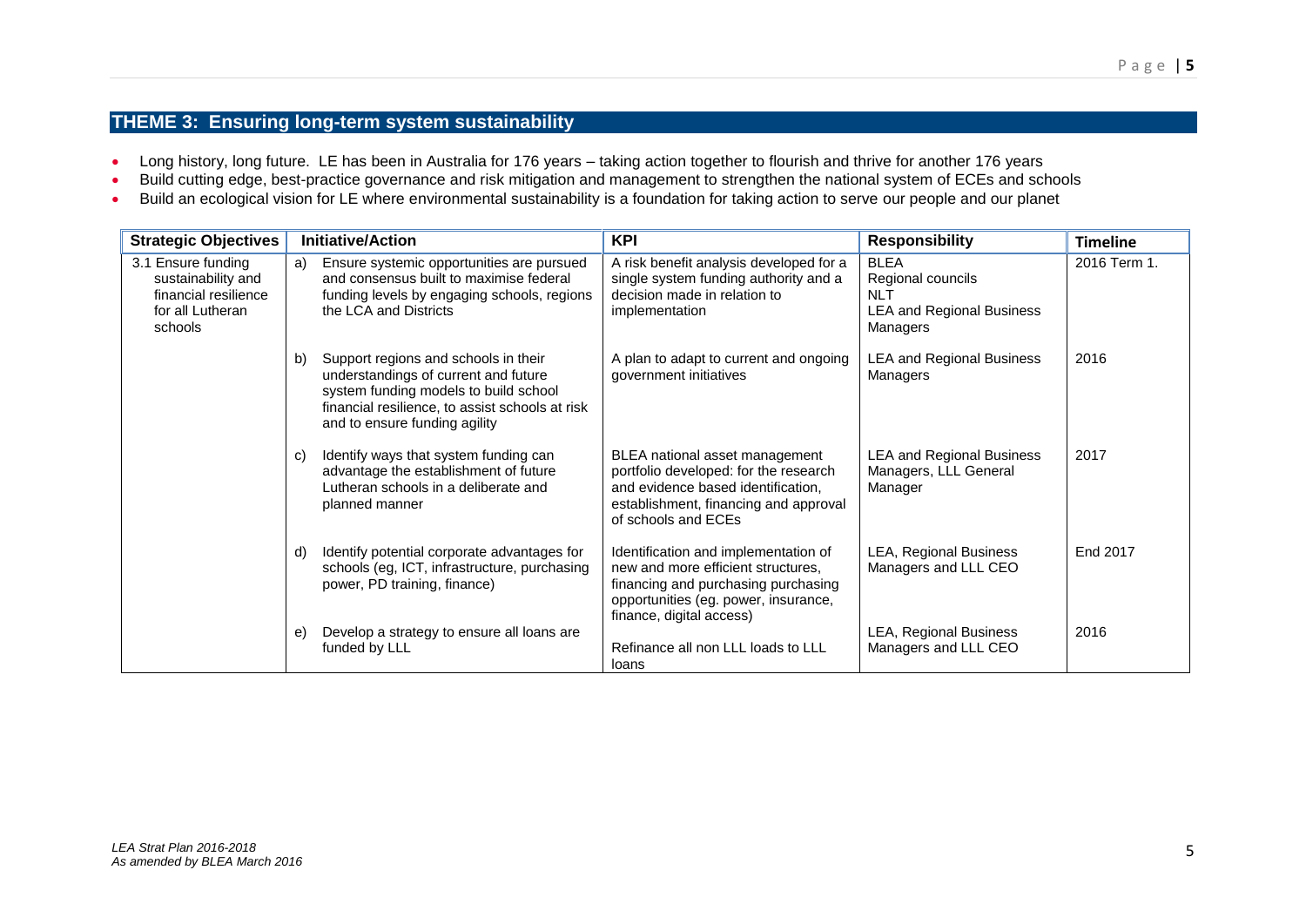## THEME 3: Ensuring long-term system sustainability

- Long history, long future. LE has been in Australia for 176 years – taking action together to flourish and thrive for another 176 years
- Build cutting edge, best-practice governance and risk mitigation and management to strengthen the national system of ECEs and schools
- Build an ecological vision for LE where environmental sustainability is a foundation for taking action to serve our people and our planet

| Strategic Objectives | Initiative/Action | KPI | Responsibility | Timeline |
|---|---|---|---|---|
| 3.1 Ensure funding sustainability and financial resilience for all Lutheran schools | a) Ensure systemic opportunities are pursued and consensus built to maximise federal funding levels by engaging schools, regions the LCA and Districts | A risk benefit analysis developed for a single system funding authority and a decision made in relation to implementation | BLEA<br>Regional councils<br>NLT<br>LEA and Regional Business Managers | 2016 Term 1. |
| | b) Support regions and schools in their understandings of current and future system funding models to build school financial resilience, to assist schools at risk and to ensure funding agility | A plan to adapt to current and ongoing government initiatives | LEA and Regional Business Managers | 2016 |
| | c) Identify ways that system funding can advantage the establishment of future Lutheran schools in a deliberate and planned manner | BLEA national asset management portfolio developed: for the research and evidence based identification, establishment, financing and approval of schools and ECEs | LEA and Regional Business Managers, LLL General Manager | 2017 |
| | d) Identify potential corporate advantages for schools (eg, ICT, infrastructure, purchasing power, PD training, finance) | Identification and implementation of new and more efficient structures, financing and purchasing purchasing opportunities (eg. power, insurance, finance, digital access) | LEA, Regional Business Managers and LLL CEO | End 2017 |
| | e) Develop a strategy to ensure all loans are funded by LLL | Refinance all non LLL loads to LLL loans | LEA, Regional Business Managers and LLL CEO | 2016 |

*LEA Strat Plan 2016-2018*
*As amended by BLEA March 2016*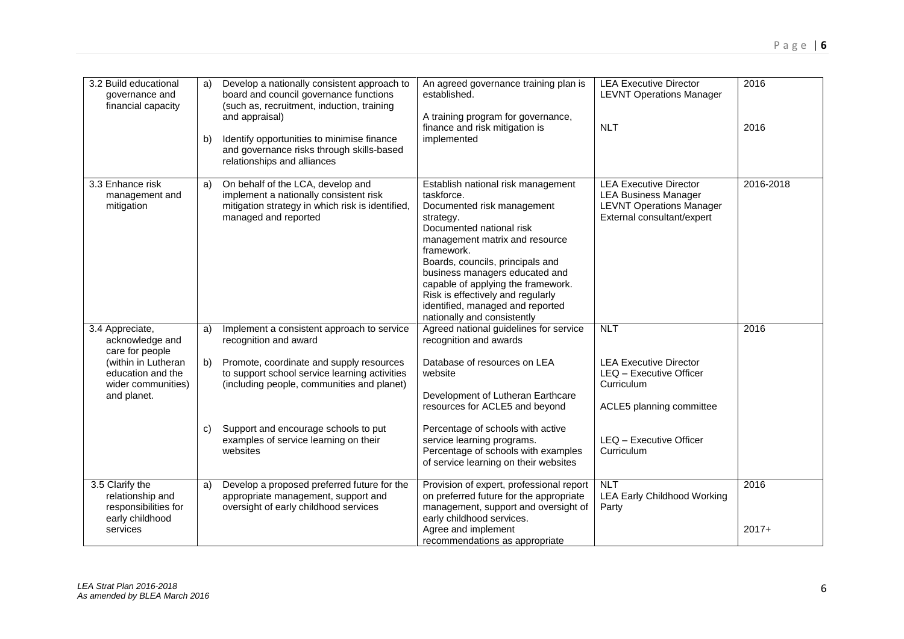| | | | | |
|---|---|---|---|---|
| 3.2 Build educational governance and financial capacity | a) Develop a nationally consistent approach to board and council governance functions (such as, recruitment, induction, training and appraisal)<br><br>b) Identify opportunities to minimise finance and governance risks through skills-based relationships and alliances | An agreed governance training plan is established.<br><br>A training program for governance, finance and risk mitigation is implemented | LEA Executive Director<br>LEVNT Operations Manager<br><br>NLT | 2016<br><br>2016 |
| 3.3 Enhance risk management and mitigation | a) On behalf of the LCA, develop and implement a nationally consistent risk mitigation strategy in which risk is identified, managed and reported | Establish national risk management taskforce.<br>Documented risk management strategy.<br>Documented national risk management matrix and resource framework.<br>Boards, councils, principals and business managers educated and capable of applying the framework.<br>Risk is effectively and regularly identified, managed and reported nationally and consistently | LEA Executive Director<br>LEA Business Manager<br>LEVNT Operations Manager<br>External consultant/expert | 2016-2018 |
| 3.4 Appreciate, acknowledge and care for people (within in Lutheran education and the wider communities) and planet. | a) Implement a consistent approach to service recognition and award<br><br>b) Promote, coordinate and supply resources to support school service learning activities (including people, communities and planet)<br><br>c) Support and encourage schools to put examples of service learning on their websites | Agreed national guidelines for service recognition and awards<br><br>Database of resources on LEA website<br><br>Development of Lutheran Earthcare resources for ACLE5 and beyond<br><br>Percentage of schools with active service learning programs.<br>Percentage of schools with examples of service learning on their websites | NLT<br><br>LEA Executive Director<br>LEQ – Executive Officer Curriculum<br><br>ACLE5 planning committee<br><br>LEQ – Executive Officer Curriculum | 2016 |
| 3.5 Clarify the relationship and responsibilities for early childhood services | a) Develop a proposed preferred future for the appropriate management, support and oversight of early childhood services | Provision of expert, professional report on preferred future for the appropriate management, support and oversight of early childhood services.<br>Agree and implement recommendations as appropriate | NLT<br>LEA Early Childhood Working Party | 2016<br><br>2017+ |

*LEA Strat Plan 2016-2018*
*As amended by BLEA March 2016*